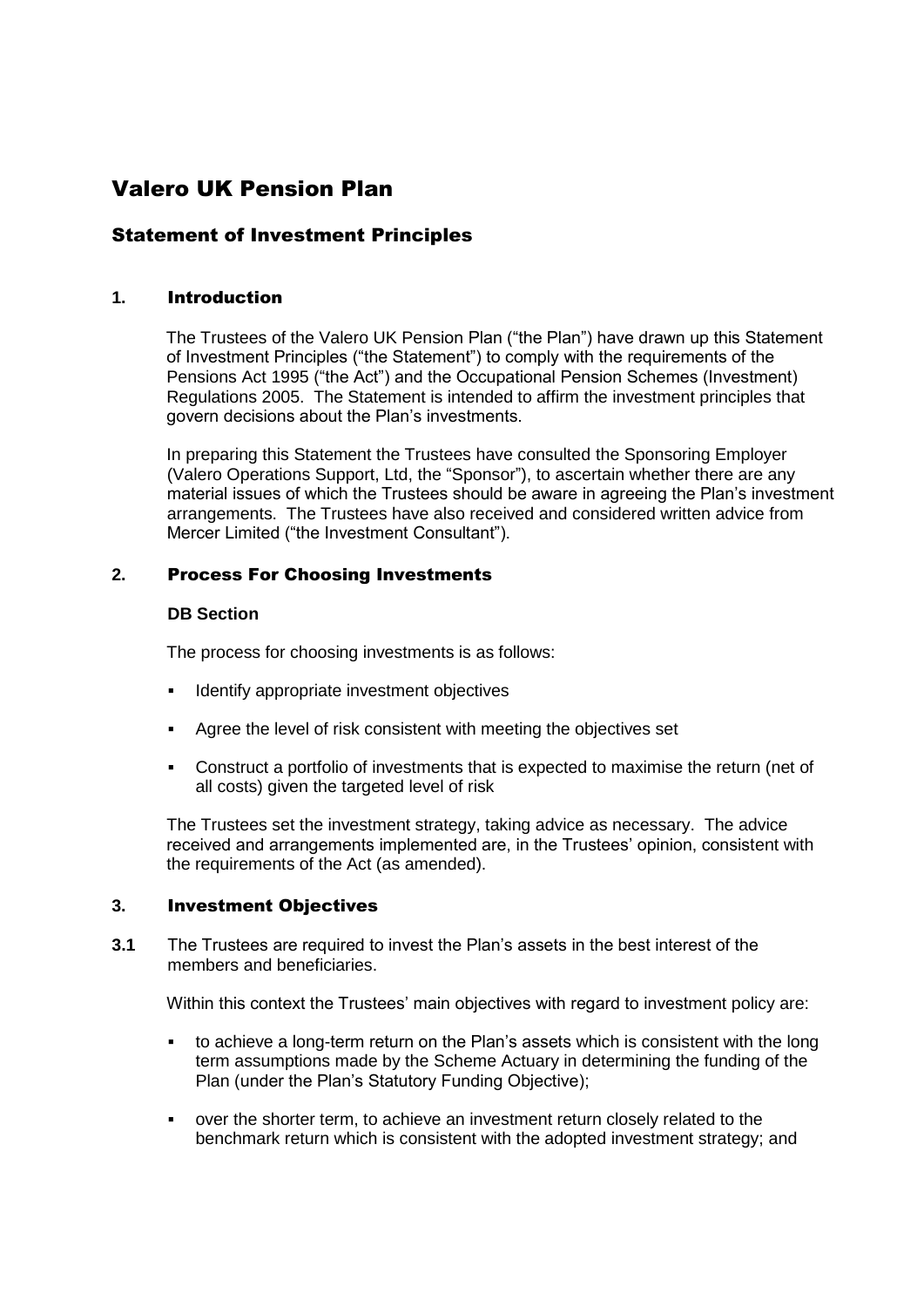# Valero UK Pension Plan

## Statement of Investment Principles

### 1. Introduction

The Trustees of the Valero UK Pension Plan ("the Plan") have drawn up this Statement of Investment Principles ("the Statement") to comply with the requirements of the Pensions Act 1995 ("the Act") and the Occupational Pension Schemes (Investment) Regulations 2005. The Statement is intended to affirm the investment principles that govern decisions about the Plan's investments.

In preparing this Statement the Trustees have consulted the Sponsoring Employer (Valero Operations Support, Ltd, the "Sponsor"), to ascertain whether there are any material issues of which the Trustees should be aware in agreeing the Plan's investment arrangements. The Trustees have also received and considered written advice from Mercer Limited ("the Investment Consultant").

### 2. Process For Choosing Investments

**DB Section**

The process for choosing investments is as follows:

- Identify appropriate investment objectives
- Agree the level of risk consistent with meeting the objectives set
- Construct a portfolio of investments that is expected to maximise the return (net of all costs) given the targeted level of risk

The Trustees set the investment strategy, taking advice as necessary. The advice received and arrangements implemented are, in the Trustees' opinion, consistent with the requirements of the Act (as amended).

### 3. Investment Objectives

**3.1** The Trustees are required to invest the Plan's assets in the best interest of the members and beneficiaries.

Within this context the Trustees' main objectives with regard to investment policy are:

- to achieve a long-term return on the Plan's assets which is consistent with the long term assumptions made by the Scheme Actuary in determining the funding of the Plan (under the Plan's Statutory Funding Objective);
- over the shorter term, to achieve an investment return closely related to the benchmark return which is consistent with the adopted investment strategy; and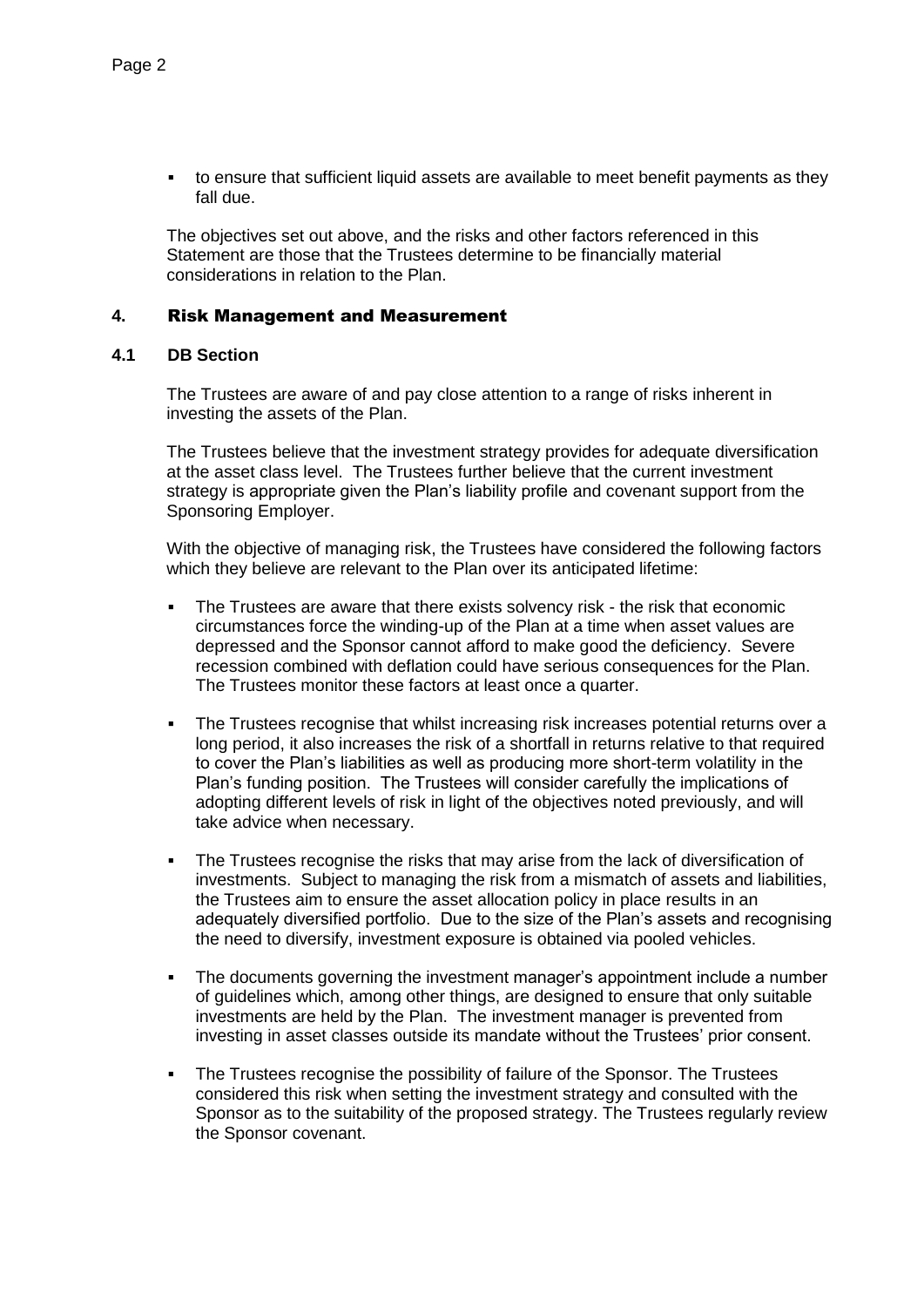- to ensure that sufficient liquid assets are available to meet benefit payments as they fall due.

The objectives set out above, and the risks and other factors referenced in this Statement are those that the Trustees determine to be financially material considerations in relation to the Plan.

## 4. Risk Management and Measurement

### 4.1 DB Section

The Trustees are aware of and pay close attention to a range of risks inherent in investing the assets of the Plan.

The Trustees believe that the investment strategy provides for adequate diversification at the asset class level. The Trustees further believe that the current investment strategy is appropriate given the Plan's liability profile and covenant support from the Sponsoring Employer.

With the objective of managing risk, the Trustees have considered the following factors which they believe are relevant to the Plan over its anticipated lifetime:

- The Trustees are aware that there exists solvency risk - the risk that economic circumstances force the winding-up of the Plan at a time when asset values are depressed and the Sponsor cannot afford to make good the deficiency. Severe recession combined with deflation could have serious consequences for the Plan. The Trustees monitor these factors at least once a quarter.
- The Trustees recognise that whilst increasing risk increases potential returns over a long period, it also increases the risk of a shortfall in returns relative to that required to cover the Plan's liabilities as well as producing more short-term volatility in the Plan's funding position. The Trustees will consider carefully the implications of adopting different levels of risk in light of the objectives noted previously, and will take advice when necessary.
- The Trustees recognise the risks that may arise from the lack of diversification of investments. Subject to managing the risk from a mismatch of assets and liabilities, the Trustees aim to ensure the asset allocation policy in place results in an adequately diversified portfolio. Due to the size of the Plan's assets and recognising the need to diversify, investment exposure is obtained via pooled vehicles.
- The documents governing the investment manager's appointment include a number of guidelines which, among other things, are designed to ensure that only suitable investments are held by the Plan. The investment manager is prevented from investing in asset classes outside its mandate without the Trustees' prior consent.
- The Trustees recognise the possibility of failure of the Sponsor. The Trustees considered this risk when setting the investment strategy and consulted with the Sponsor as to the suitability of the proposed strategy. The Trustees regularly review the Sponsor covenant.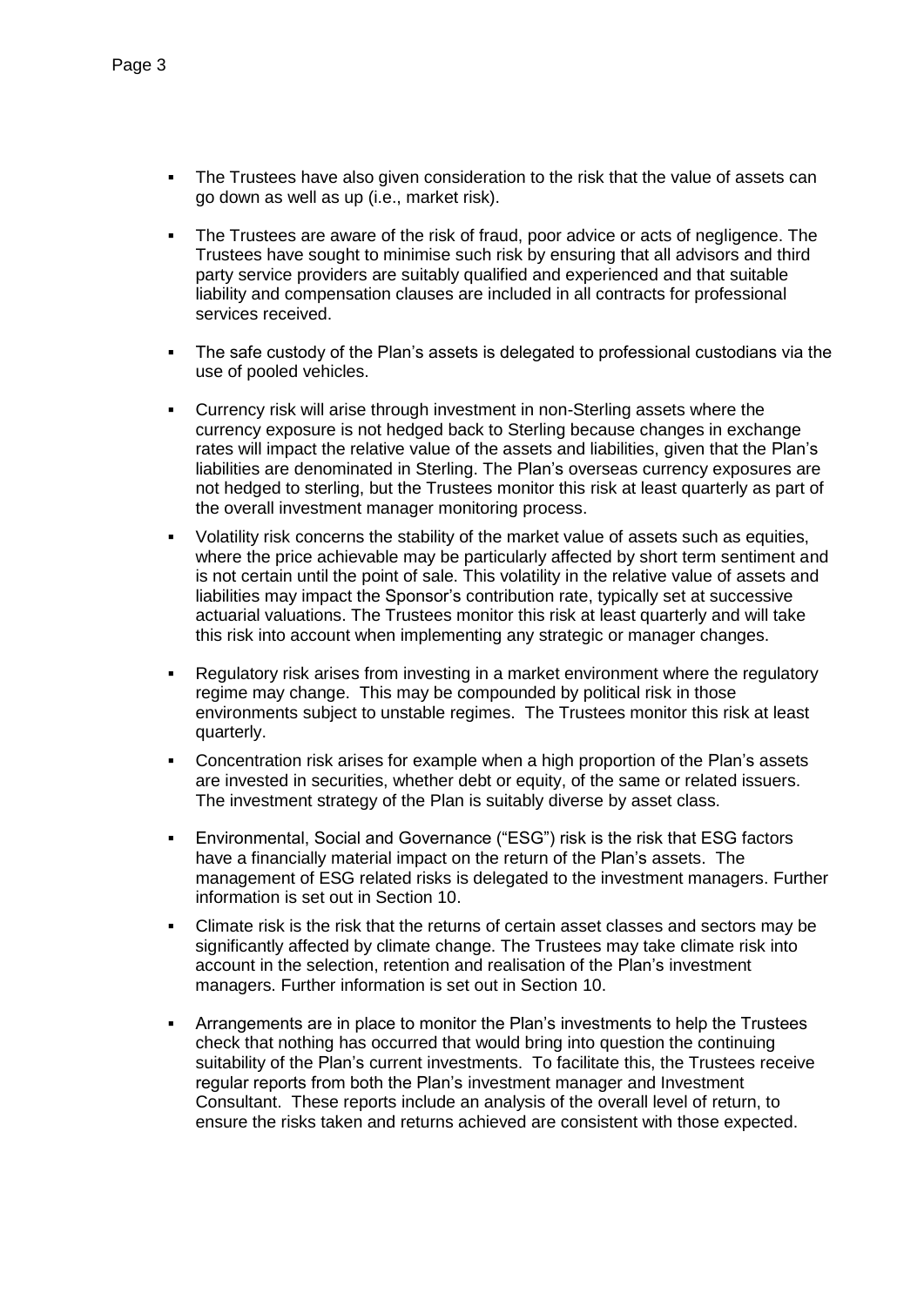- The Trustees have also given consideration to the risk that the value of assets can go down as well as up (i.e., market risk).

- The Trustees are aware of the risk of fraud, poor advice or acts of negligence. The Trustees have sought to minimise such risk by ensuring that all advisors and third party service providers are suitably qualified and experienced and that suitable liability and compensation clauses are included in all contracts for professional services received.

- The safe custody of the Plan's assets is delegated to professional custodians via the use of pooled vehicles.

- Currency risk will arise through investment in non-Sterling assets where the currency exposure is not hedged back to Sterling because changes in exchange rates will impact the relative value of the assets and liabilities, given that the Plan's liabilities are denominated in Sterling. The Plan's overseas currency exposures are not hedged to sterling, but the Trustees monitor this risk at least quarterly as part of the overall investment manager monitoring process.

- Volatility risk concerns the stability of the market value of assets such as equities, where the price achievable may be particularly affected by short term sentiment and is not certain until the point of sale. This volatility in the relative value of assets and liabilities may impact the Sponsor's contribution rate, typically set at successive actuarial valuations. The Trustees monitor this risk at least quarterly and will take this risk into account when implementing any strategic or manager changes.

- Regulatory risk arises from investing in a market environment where the regulatory regime may change. This may be compounded by political risk in those environments subject to unstable regimes. The Trustees monitor this risk at least quarterly.

- Concentration risk arises for example when a high proportion of the Plan's assets are invested in securities, whether debt or equity, of the same or related issuers. The investment strategy of the Plan is suitably diverse by asset class.

- Environmental, Social and Governance ("ESG") risk is the risk that ESG factors have a financially material impact on the return of the Plan's assets. The management of ESG related risks is delegated to the investment managers. Further information is set out in Section 10.

- Climate risk is the risk that the returns of certain asset classes and sectors may be significantly affected by climate change. The Trustees may take climate risk into account in the selection, retention and realisation of the Plan's investment managers. Further information is set out in Section 10.

- Arrangements are in place to monitor the Plan's investments to help the Trustees check that nothing has occurred that would bring into question the continuing suitability of the Plan's current investments. To facilitate this, the Trustees receive regular reports from both the Plan's investment manager and Investment Consultant. These reports include an analysis of the overall level of return, to ensure the risks taken and returns achieved are consistent with those expected.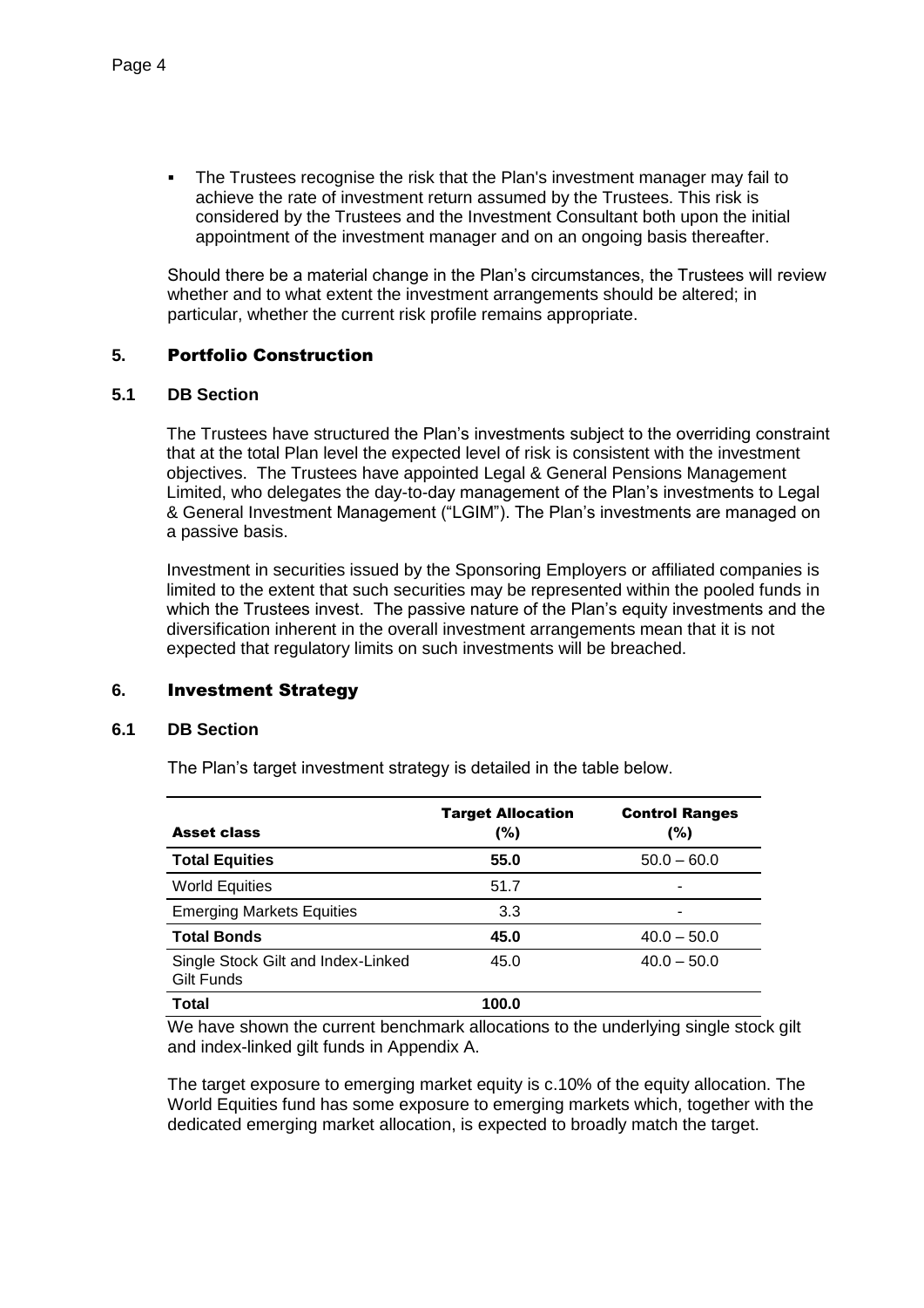- The Trustees recognise the risk that the Plan's investment manager may fail to achieve the rate of investment return assumed by the Trustees. This risk is considered by the Trustees and the Investment Consultant both upon the initial appointment of the investment manager and on an ongoing basis thereafter.

Should there be a material change in the Plan's circumstances, the Trustees will review whether and to what extent the investment arrangements should be altered; in particular, whether the current risk profile remains appropriate.

## 5. Portfolio Construction

### 5.1 DB Section

The Trustees have structured the Plan's investments subject to the overriding constraint that at the total Plan level the expected level of risk is consistent with the investment objectives. The Trustees have appointed Legal & General Pensions Management Limited, who delegates the day-to-day management of the Plan's investments to Legal & General Investment Management ("LGIM"). The Plan's investments are managed on a passive basis.

Investment in securities issued by the Sponsoring Employers or affiliated companies is limited to the extent that such securities may be represented within the pooled funds in which the Trustees invest. The passive nature of the Plan's equity investments and the diversification inherent in the overall investment arrangements mean that it is not expected that regulatory limits on such investments will be breached.

## 6. Investment Strategy

### 6.1 DB Section

The Plan's target investment strategy is detailed in the table below.

| Asset class | Target Allocation (%) | Control Ranges (%) |
|---|---|---|
| **Total Equities** | **55.0** | 50.0 – 60.0 |
| World Equities | 51.7 | - |
| Emerging Markets Equities | 3.3 | - |
| **Total Bonds** | **45.0** | 40.0 – 50.0 |
| Single Stock Gilt and Index-Linked Gilt Funds | 45.0 | 40.0 – 50.0 |
| **Total** | **100.0** | |

We have shown the current benchmark allocations to the underlying single stock gilt and index-linked gilt funds in Appendix A.

The target exposure to emerging market equity is c.10% of the equity allocation. The World Equities fund has some exposure to emerging markets which, together with the dedicated emerging market allocation, is expected to broadly match the target.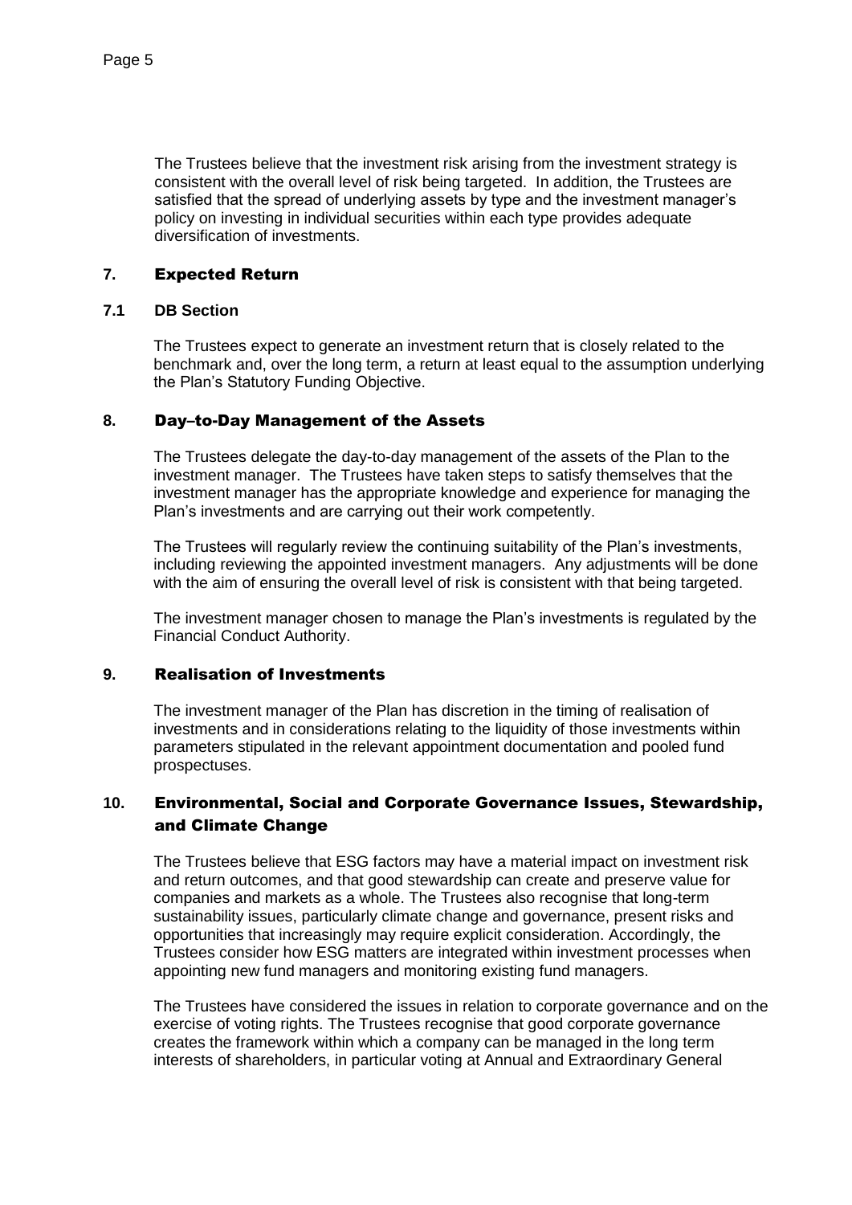The Trustees believe that the investment risk arising from the investment strategy is consistent with the overall level of risk being targeted. In addition, the Trustees are satisfied that the spread of underlying assets by type and the investment manager's policy on investing in individual securities within each type provides adequate diversification of investments.

## 7. Expected Return

### 7.1 DB Section

The Trustees expect to generate an investment return that is closely related to the benchmark and, over the long term, a return at least equal to the assumption underlying the Plan's Statutory Funding Objective.

## 8. Day–to-Day Management of the Assets

The Trustees delegate the day-to-day management of the assets of the Plan to the investment manager. The Trustees have taken steps to satisfy themselves that the investment manager has the appropriate knowledge and experience for managing the Plan's investments and are carrying out their work competently.

The Trustees will regularly review the continuing suitability of the Plan's investments, including reviewing the appointed investment managers. Any adjustments will be done with the aim of ensuring the overall level of risk is consistent with that being targeted.

The investment manager chosen to manage the Plan's investments is regulated by the Financial Conduct Authority.

## 9. Realisation of Investments

The investment manager of the Plan has discretion in the timing of realisation of investments and in considerations relating to the liquidity of those investments within parameters stipulated in the relevant appointment documentation and pooled fund prospectuses.

## 10. Environmental, Social and Corporate Governance Issues, Stewardship, and Climate Change

The Trustees believe that ESG factors may have a material impact on investment risk and return outcomes, and that good stewardship can create and preserve value for companies and markets as a whole. The Trustees also recognise that long-term sustainability issues, particularly climate change and governance, present risks and opportunities that increasingly may require explicit consideration. Accordingly, the Trustees consider how ESG matters are integrated within investment processes when appointing new fund managers and monitoring existing fund managers.

The Trustees have considered the issues in relation to corporate governance and on the exercise of voting rights. The Trustees recognise that good corporate governance creates the framework within which a company can be managed in the long term interests of shareholders, in particular voting at Annual and Extraordinary General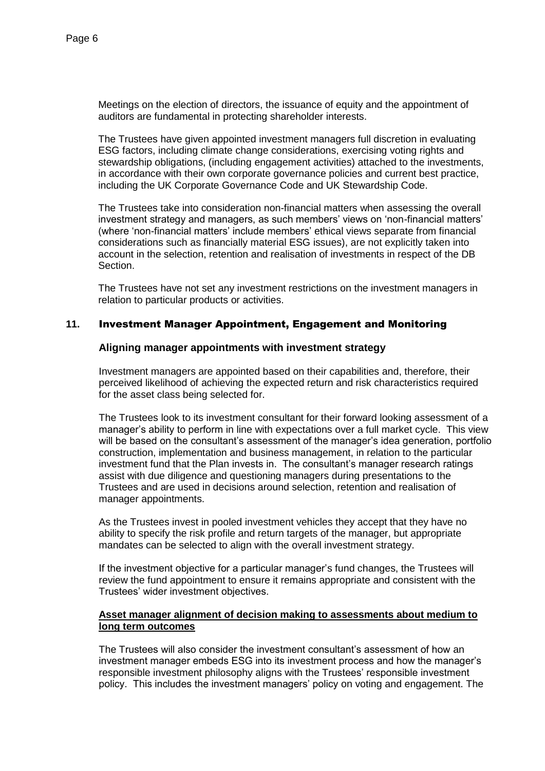Meetings on the election of directors, the issuance of equity and the appointment of auditors are fundamental in protecting shareholder interests.

The Trustees have given appointed investment managers full discretion in evaluating ESG factors, including climate change considerations, exercising voting rights and stewardship obligations, (including engagement activities) attached to the investments, in accordance with their own corporate governance policies and current best practice, including the UK Corporate Governance Code and UK Stewardship Code.

The Trustees take into consideration non-financial matters when assessing the overall investment strategy and managers, as such members' views on 'non-financial matters' (where 'non-financial matters' include members' ethical views separate from financial considerations such as financially material ESG issues), are not explicitly taken into account in the selection, retention and realisation of investments in respect of the DB Section.

The Trustees have not set any investment restrictions on the investment managers in relation to particular products or activities.

## 11. Investment Manager Appointment, Engagement and Monitoring

### Aligning manager appointments with investment strategy

Investment managers are appointed based on their capabilities and, therefore, their perceived likelihood of achieving the expected return and risk characteristics required for the asset class being selected for.

The Trustees look to its investment consultant for their forward looking assessment of a manager's ability to perform in line with expectations over a full market cycle. This view will be based on the consultant's assessment of the manager's idea generation, portfolio construction, implementation and business management, in relation to the particular investment fund that the Plan invests in. The consultant's manager research ratings assist with due diligence and questioning managers during presentations to the Trustees and are used in decisions around selection, retention and realisation of manager appointments.

As the Trustees invest in pooled investment vehicles they accept that they have no ability to specify the risk profile and return targets of the manager, but appropriate mandates can be selected to align with the overall investment strategy.

If the investment objective for a particular manager's fund changes, the Trustees will review the fund appointment to ensure it remains appropriate and consistent with the Trustees' wider investment objectives.

**Asset manager alignment of decision making to assessments about medium to long term outcomes**

The Trustees will also consider the investment consultant's assessment of how an investment manager embeds ESG into its investment process and how the manager's responsible investment philosophy aligns with the Trustees' responsible investment policy. This includes the investment managers' policy on voting and engagement. The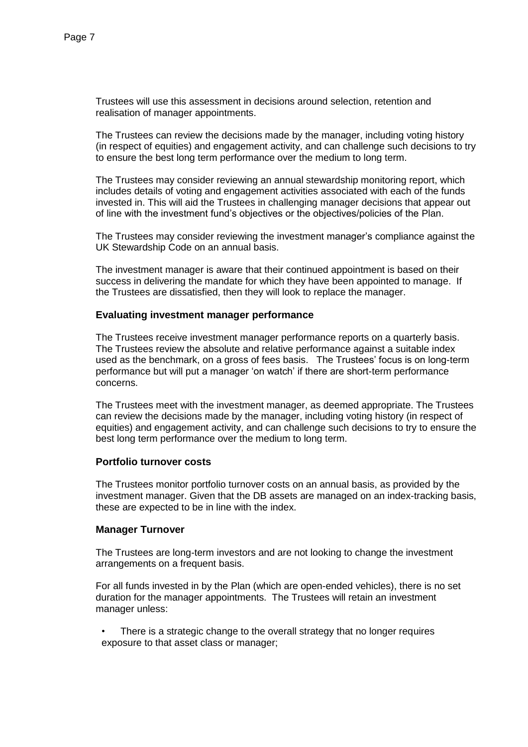Trustees will use this assessment in decisions around selection, retention and realisation of manager appointments.

The Trustees can review the decisions made by the manager, including voting history (in respect of equities) and engagement activity, and can challenge such decisions to try to ensure the best long term performance over the medium to long term.

The Trustees may consider reviewing an annual stewardship monitoring report, which includes details of voting and engagement activities associated with each of the funds invested in. This will aid the Trustees in challenging manager decisions that appear out of line with the investment fund's objectives or the objectives/policies of the Plan.

The Trustees may consider reviewing the investment manager's compliance against the UK Stewardship Code on an annual basis.

The investment manager is aware that their continued appointment is based on their success in delivering the mandate for which they have been appointed to manage. If the Trustees are dissatisfied, then they will look to replace the manager.

### Evaluating investment manager performance

The Trustees receive investment manager performance reports on a quarterly basis. The Trustees review the absolute and relative performance against a suitable index used as the benchmark, on a gross of fees basis. The Trustees' focus is on long-term performance but will put a manager 'on watch' if there are short-term performance concerns.

The Trustees meet with the investment manager, as deemed appropriate. The Trustees can review the decisions made by the manager, including voting history (in respect of equities) and engagement activity, and can challenge such decisions to try to ensure the best long term performance over the medium to long term.

### Portfolio turnover costs

The Trustees monitor portfolio turnover costs on an annual basis, as provided by the investment manager. Given that the DB assets are managed on an index-tracking basis, these are expected to be in line with the index.

### Manager Turnover

The Trustees are long-term investors and are not looking to change the investment arrangements on a frequent basis.

For all funds invested in by the Plan (which are open-ended vehicles), there is no set duration for the manager appointments. The Trustees will retain an investment manager unless:

- There is a strategic change to the overall strategy that no longer requires exposure to that asset class or manager;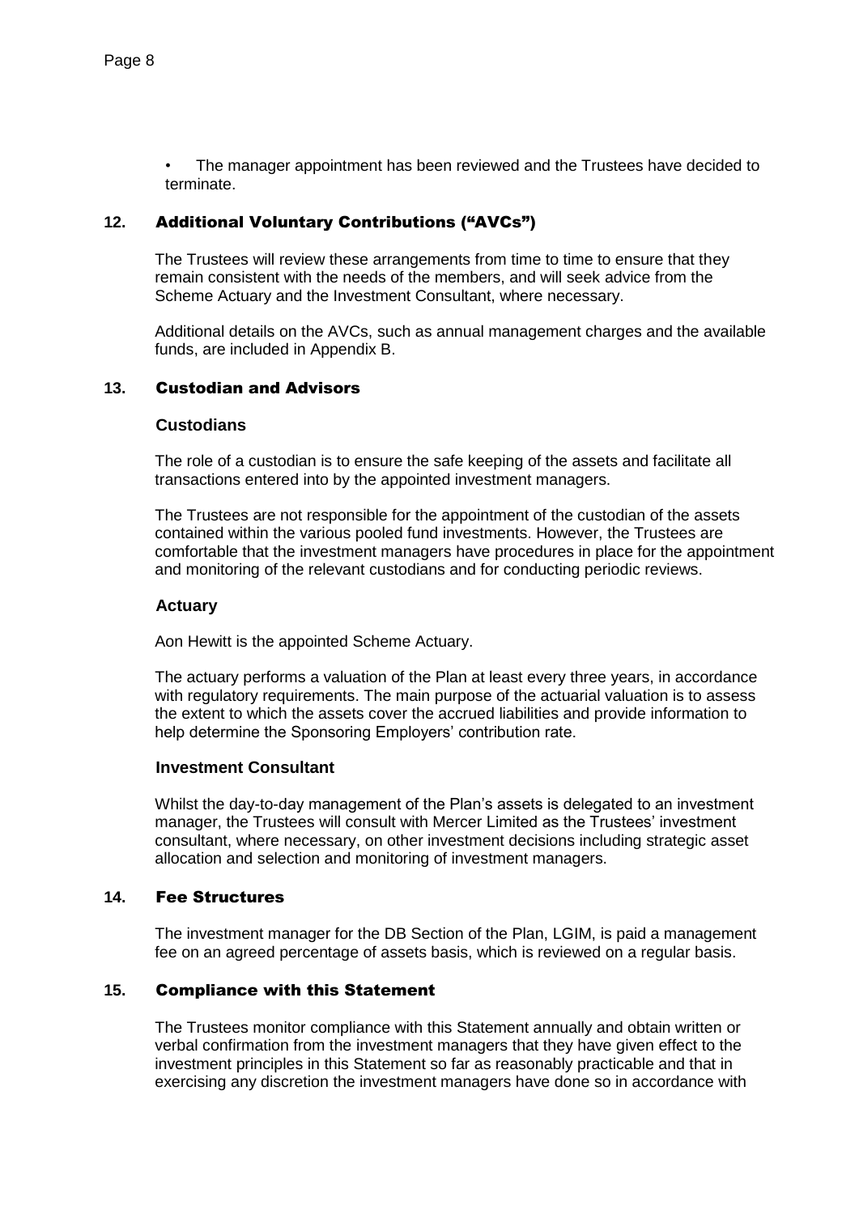- The manager appointment has been reviewed and the Trustees have decided to terminate.

## 12. Additional Voluntary Contributions ("AVCs")

The Trustees will review these arrangements from time to time to ensure that they remain consistent with the needs of the members, and will seek advice from the Scheme Actuary and the Investment Consultant, where necessary.

Additional details on the AVCs, such as annual management charges and the available funds, are included in Appendix B.

## 13. Custodian and Advisors

### Custodians

The role of a custodian is to ensure the safe keeping of the assets and facilitate all transactions entered into by the appointed investment managers.

The Trustees are not responsible for the appointment of the custodian of the assets contained within the various pooled fund investments. However, the Trustees are comfortable that the investment managers have procedures in place for the appointment and monitoring of the relevant custodians and for conducting periodic reviews.

### Actuary

Aon Hewitt is the appointed Scheme Actuary.

The actuary performs a valuation of the Plan at least every three years, in accordance with regulatory requirements. The main purpose of the actuarial valuation is to assess the extent to which the assets cover the accrued liabilities and provide information to help determine the Sponsoring Employers' contribution rate.

### Investment Consultant

Whilst the day-to-day management of the Plan's assets is delegated to an investment manager, the Trustees will consult with Mercer Limited as the Trustees' investment consultant, where necessary, on other investment decisions including strategic asset allocation and selection and monitoring of investment managers.

## 14. Fee Structures

The investment manager for the DB Section of the Plan, LGIM, is paid a management fee on an agreed percentage of assets basis, which is reviewed on a regular basis.

## 15. Compliance with this Statement

The Trustees monitor compliance with this Statement annually and obtain written or verbal confirmation from the investment managers that they have given effect to the investment principles in this Statement so far as reasonably practicable and that in exercising any discretion the investment managers have done so in accordance with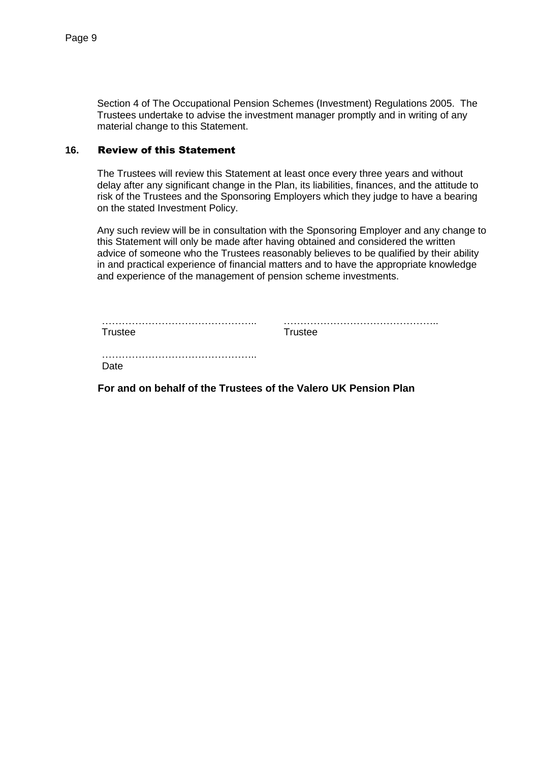Section 4 of The Occupational Pension Schemes (Investment) Regulations 2005. The Trustees undertake to advise the investment manager promptly and in writing of any material change to this Statement.

## 16. Review of this Statement

The Trustees will review this Statement at least once every three years and without delay after any significant change in the Plan, its liabilities, finances, and the attitude to risk of the Trustees and the Sponsoring Employers which they judge to have a bearing on the stated Investment Policy.

Any such review will be in consultation with the Sponsoring Employer and any change to this Statement will only be made after having obtained and considered the written advice of someone who the Trustees reasonably believes to be qualified by their ability in and practical experience of financial matters and to have the appropriate knowledge and experience of the management of pension scheme investments.

……………………………………….. ………………………………………..
Trustee Trustee

………………………………………..
Date

**For and on behalf of the Trustees of the Valero UK Pension Plan**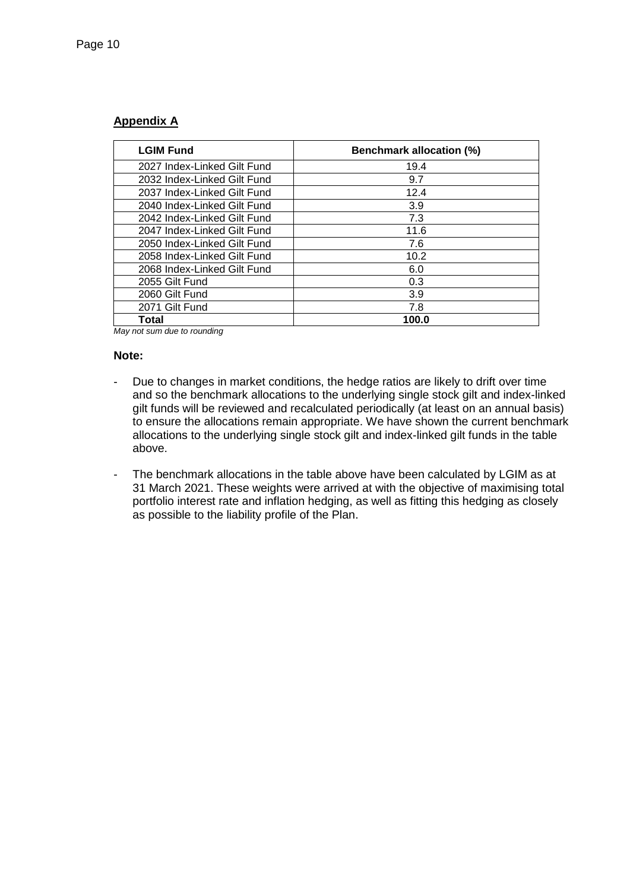## Appendix A

| LGIM Fund | Benchmark allocation (%) |
|---|---|
| 2027 Index-Linked Gilt Fund | 19.4 |
| 2032 Index-Linked Gilt Fund | 9.7 |
| 2037 Index-Linked Gilt Fund | 12.4 |
| 2040 Index-Linked Gilt Fund | 3.9 |
| 2042 Index-Linked Gilt Fund | 7.3 |
| 2047 Index-Linked Gilt Fund | 11.6 |
| 2050 Index-Linked Gilt Fund | 7.6 |
| 2058 Index-Linked Gilt Fund | 10.2 |
| 2068 Index-Linked Gilt Fund | 6.0 |
| 2055 Gilt Fund | 0.3 |
| 2060 Gilt Fund | 3.9 |
| 2071 Gilt Fund | 7.8 |
| **Total** | **100.0** |

*May not sum due to rounding*

**Note:**

- Due to changes in market conditions, the hedge ratios are likely to drift over time and so the benchmark allocations to the underlying single stock gilt and index-linked gilt funds will be reviewed and recalculated periodically (at least on an annual basis) to ensure the allocations remain appropriate. We have shown the current benchmark allocations to the underlying single stock gilt and index-linked gilt funds in the table above.
- The benchmark allocations in the table above have been calculated by LGIM as at 31 March 2021. These weights were arrived at with the objective of maximising total portfolio interest rate and inflation hedging, as well as fitting this hedging as closely as possible to the liability profile of the Plan.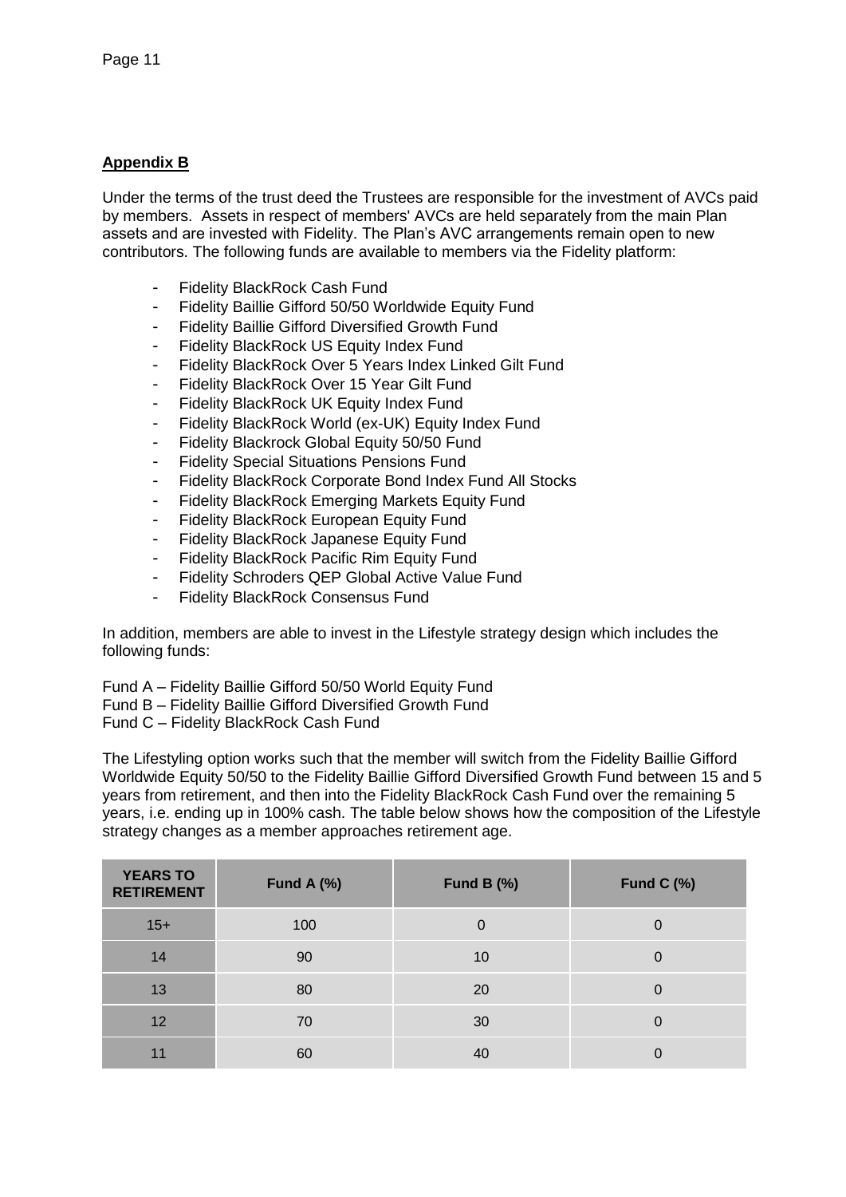## **Appendix B**

Under the terms of the trust deed the Trustees are responsible for the investment of AVCs paid by members. Assets in respect of members' AVCs are held separately from the main Plan assets and are invested with Fidelity. The Plan's AVC arrangements remain open to new contributors. The following funds are available to members via the Fidelity platform:

- Fidelity BlackRock Cash Fund
- Fidelity Baillie Gifford 50/50 Worldwide Equity Fund
- Fidelity Baillie Gifford Diversified Growth Fund
- Fidelity BlackRock US Equity Index Fund
- Fidelity BlackRock Over 5 Years Index Linked Gilt Fund
- Fidelity BlackRock Over 15 Year Gilt Fund
- Fidelity BlackRock UK Equity Index Fund
- Fidelity BlackRock World (ex-UK) Equity Index Fund
- Fidelity Blackrock Global Equity 50/50 Fund
- Fidelity Special Situations Pensions Fund
- Fidelity BlackRock Corporate Bond Index Fund All Stocks
- Fidelity BlackRock Emerging Markets Equity Fund
- Fidelity BlackRock European Equity Fund
- Fidelity BlackRock Japanese Equity Fund
- Fidelity BlackRock Pacific Rim Equity Fund
- Fidelity Schroders QEP Global Active Value Fund
- Fidelity BlackRock Consensus Fund

In addition, members are able to invest in the Lifestyle strategy design which includes the following funds:

Fund A – Fidelity Baillie Gifford 50/50 World Equity Fund
Fund B – Fidelity Baillie Gifford Diversified Growth Fund
Fund C – Fidelity BlackRock Cash Fund

The Lifestyling option works such that the member will switch from the Fidelity Baillie Gifford Worldwide Equity 50/50 to the Fidelity Baillie Gifford Diversified Growth Fund between 15 and 5 years from retirement, and then into the Fidelity BlackRock Cash Fund over the remaining 5 years, i.e. ending up in 100% cash. The table below shows how the composition of the Lifestyle strategy changes as a member approaches retirement age.

| YEARS TO RETIREMENT | Fund A (%) | Fund B (%) | Fund C (%) |
|---|---|---|---|
| 15+ | 100 | 0 | 0 |
| 14 | 90 | 10 | 0 |
| 13 | 80 | 20 | 0 |
| 12 | 70 | 30 | 0 |
| 11 | 60 | 40 | 0 |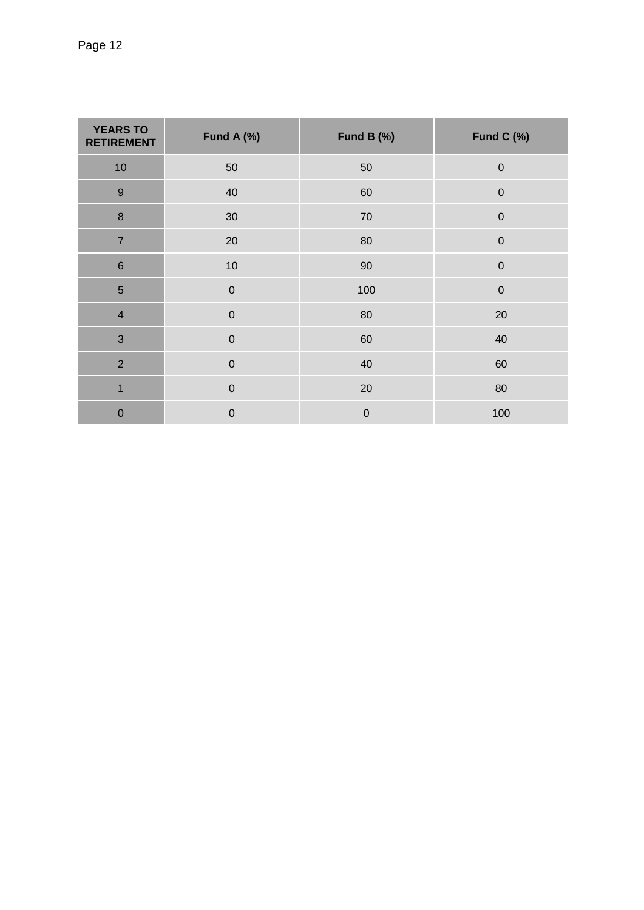| YEARS TO RETIREMENT | Fund A (%) | Fund B (%) | Fund C (%) |
|---|---|---|---|
| 10 | 50 | 50 | 0 |
| 9 | 40 | 60 | 0 |
| 8 | 30 | 70 | 0 |
| 7 | 20 | 80 | 0 |
| 6 | 10 | 90 | 0 |
| 5 | 0 | 100 | 0 |
| 4 | 0 | 80 | 20 |
| 3 | 0 | 60 | 40 |
| 2 | 0 | 40 | 60 |
| 1 | 0 | 20 | 80 |
| 0 | 0 | 0 | 100 |